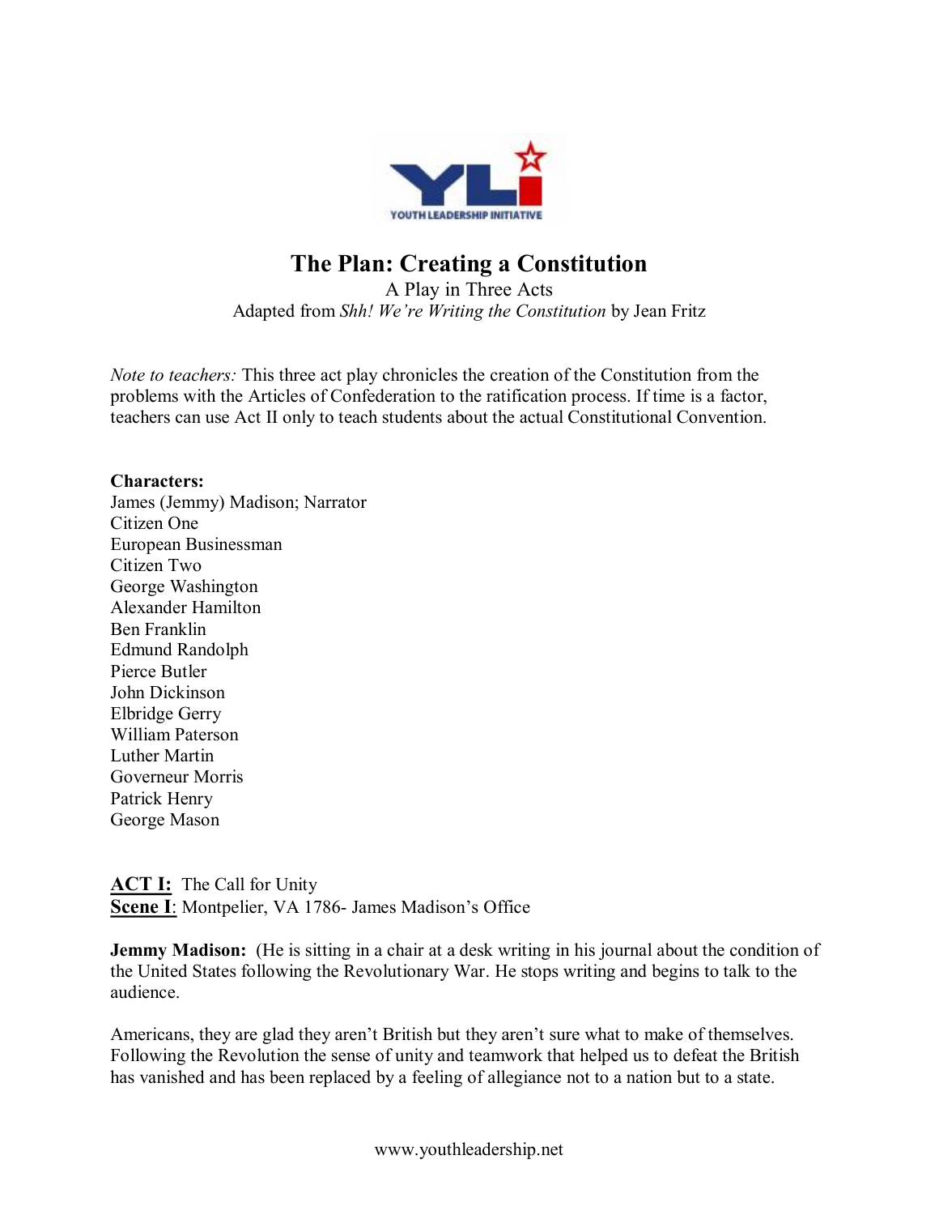# The Plan: Creating a Constitution

A Play in Three Acts

Adapted from *Shh! We're Writing the Constitution* by Jean Fritz

*Note to teachers:* This three act play chronicles the creation of the Constitution from the problems with the Articles of Confederation to the ratification process. If time is a factor, teachers can use Act II only to teach students about the actual Constitutional Convention.

**Characters:**
James (Jemmy) Madison; Narrator
Citizen One
European Businessman
Citizen Two
George Washington
Alexander Hamilton
Ben Franklin
Edmund Randolph
Pierce Butler
John Dickinson
Elbridge Gerry
William Paterson
Luther Martin
Governeur Morris
Patrick Henry
George Mason

**ACT I:** The Call for Unity
**Scene I**: Montpelier, VA 1786- James Madison's Office

**Jemmy Madison:** (He is sitting in a chair at a desk writing in his journal about the condition of the United States following the Revolutionary War. He stops writing and begins to talk to the audience.

Americans, they are glad they aren't British but they aren't sure what to make of themselves. Following the Revolution the sense of unity and teamwork that helped us to defeat the British has vanished and has been replaced by a feeling of allegiance not to a nation but to a state.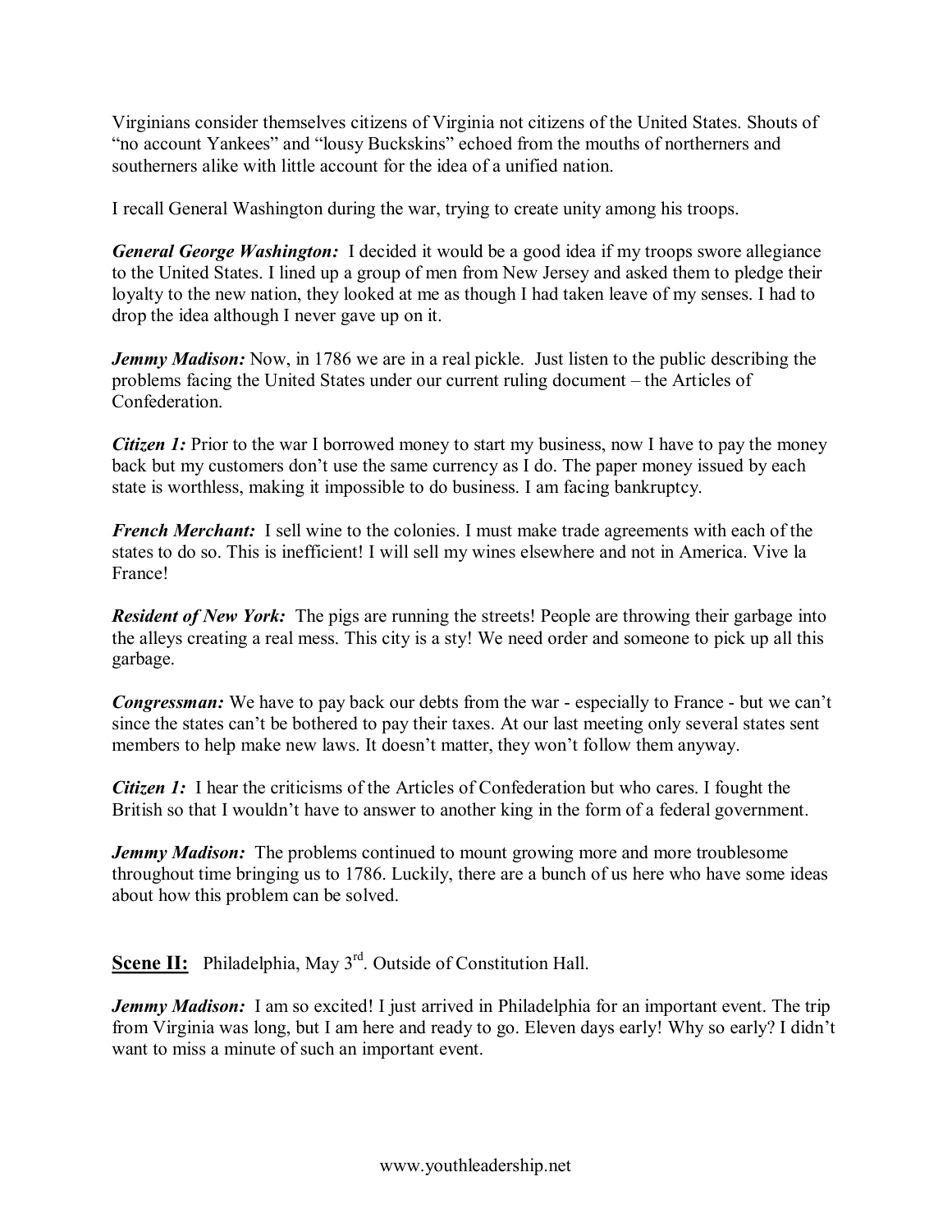Virginians consider themselves citizens of Virginia not citizens of the United States. Shouts of “no account Yankees” and “lousy Buckskins” echoed from the mouths of northerners and southerners alike with little account for the idea of a unified nation.

I recall General Washington during the war, trying to create unity among his troops.

***General George Washington:*** I decided it would be a good idea if my troops swore allegiance to the United States. I lined up a group of men from New Jersey and asked them to pledge their loyalty to the new nation, they looked at me as though I had taken leave of my senses. I had to drop the idea although I never gave up on it.

***Jemmy Madison:*** Now, in 1786 we are in a real pickle. Just listen to the public describing the problems facing the United States under our current ruling document – the Articles of Confederation.

***Citizen 1:*** Prior to the war I borrowed money to start my business, now I have to pay the money back but my customers don’t use the same currency as I do. The paper money issued by each state is worthless, making it impossible to do business. I am facing bankruptcy.

***French Merchant:*** I sell wine to the colonies. I must make trade agreements with each of the states to do so. This is inefficient! I will sell my wines elsewhere and not in America. Vive la France!

***Resident of New York:*** The pigs are running the streets! People are throwing their garbage into the alleys creating a real mess. This city is a sty! We need order and someone to pick up all this garbage.

***Congressman:*** We have to pay back our debts from the war - especially to France - but we can’t since the states can’t be bothered to pay their taxes. At our last meeting only several states sent members to help make new laws. It doesn’t matter, they won’t follow them anyway.

***Citizen 1:*** I hear the criticisms of the Articles of Confederation but who cares. I fought the British so that I wouldn’t have to answer to another king in the form of a federal government.

***Jemmy Madison:*** The problems continued to mount growing more and more troublesome throughout time bringing us to 1786. Luckily, there are a bunch of us here who have some ideas about how this problem can be solved.

**Scene II:** Philadelphia, May 3rd. Outside of Constitution Hall.

***Jemmy Madison:*** I am so excited! I just arrived in Philadelphia for an important event. The trip from Virginia was long, but I am here and ready to go. Eleven days early! Why so early? I didn’t want to miss a minute of such an important event.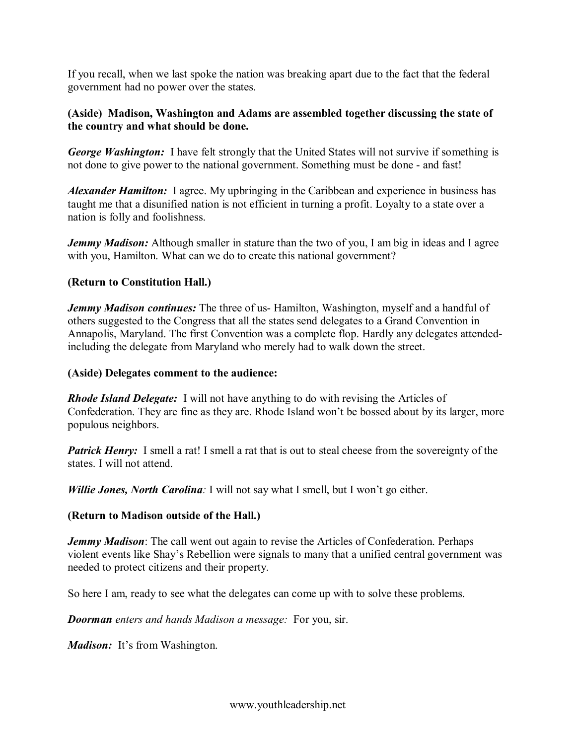If you recall, when we last spoke the nation was breaking apart due to the fact that the federal government had no power over the states.

**(Aside) Madison, Washington and Adams are assembled together discussing the state of the country and what should be done.**

***George Washington:*** I have felt strongly that the United States will not survive if something is not done to give power to the national government. Something must be done - and fast!

***Alexander Hamilton:*** I agree. My upbringing in the Caribbean and experience in business has taught me that a disunified nation is not efficient in turning a profit. Loyalty to a state over a nation is folly and foolishness.

***Jemmy Madison:*** Although smaller in stature than the two of you, I am big in ideas and I agree with you, Hamilton. What can we do to create this national government?

**(Return to Constitution Hall.)**

***Jemmy Madison continues:*** The three of us- Hamilton, Washington, myself and a handful of others suggested to the Congress that all the states send delegates to a Grand Convention in Annapolis, Maryland. The first Convention was a complete flop. Hardly any delegates attended- including the delegate from Maryland who merely had to walk down the street.

**(Aside) Delegates comment to the audience:**

***Rhode Island Delegate:*** I will not have anything to do with revising the Articles of Confederation. They are fine as they are. Rhode Island won't be bossed about by its larger, more populous neighbors.

***Patrick Henry:*** I smell a rat! I smell a rat that is out to steal cheese from the sovereignty of the states. I will not attend.

***Willie Jones, North Carolina**:* I will not say what I smell, but I won't go either.

**(Return to Madison outside of the Hall.)**

***Jemmy Madison***: The call went out again to revise the Articles of Confederation. Perhaps violent events like Shay's Rebellion were signals to many that a unified central government was needed to protect citizens and their property.

So here I am, ready to see what the delegates can come up with to solve these problems.

***Doorman*** *enters and hands Madison a message:* For you, sir.

***Madison:*** It's from Washington.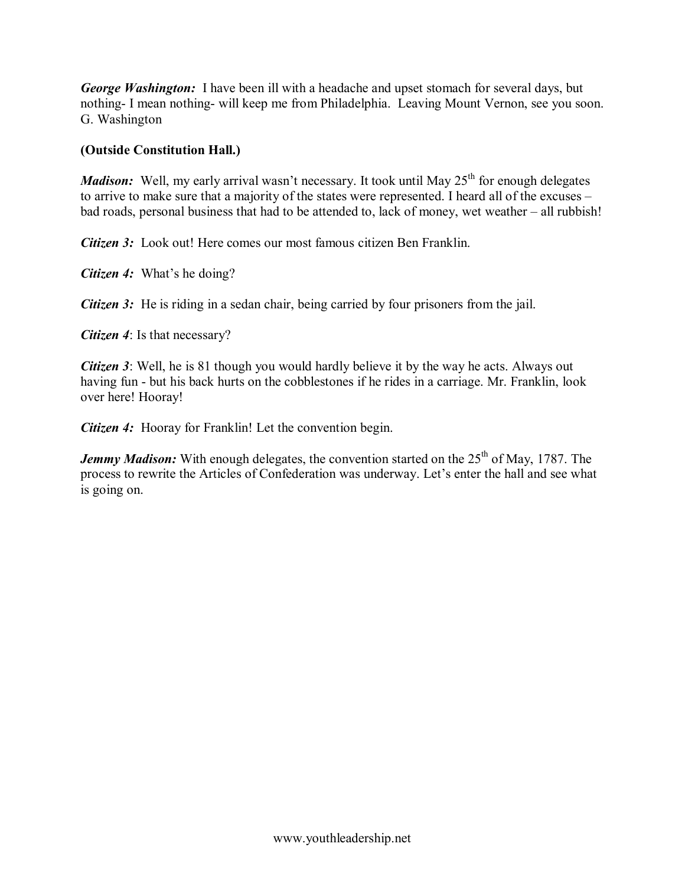***George Washington:*** I have been ill with a headache and upset stomach for several days, but nothing- I mean nothing- will keep me from Philadelphia. Leaving Mount Vernon, see you soon. G. Washington

**(Outside Constitution Hall.)**

***Madison:*** Well, my early arrival wasn't necessary. It took until May 25th for enough delegates to arrive to make sure that a majority of the states were represented. I heard all of the excuses – bad roads, personal business that had to be attended to, lack of money, wet weather – all rubbish!

***Citizen 3:*** Look out! Here comes our most famous citizen Ben Franklin.

***Citizen 4:*** What's he doing?

***Citizen 3:*** He is riding in a sedan chair, being carried by four prisoners from the jail.

***Citizen 4***: Is that necessary?

***Citizen 3***: Well, he is 81 though you would hardly believe it by the way he acts. Always out having fun - but his back hurts on the cobblestones if he rides in a carriage. Mr. Franklin, look over here! Hooray!

***Citizen 4:*** Hooray for Franklin! Let the convention begin.

***Jemmy Madison:*** With enough delegates, the convention started on the 25th of May, 1787. The process to rewrite the Articles of Confederation was underway. Let's enter the hall and see what is going on.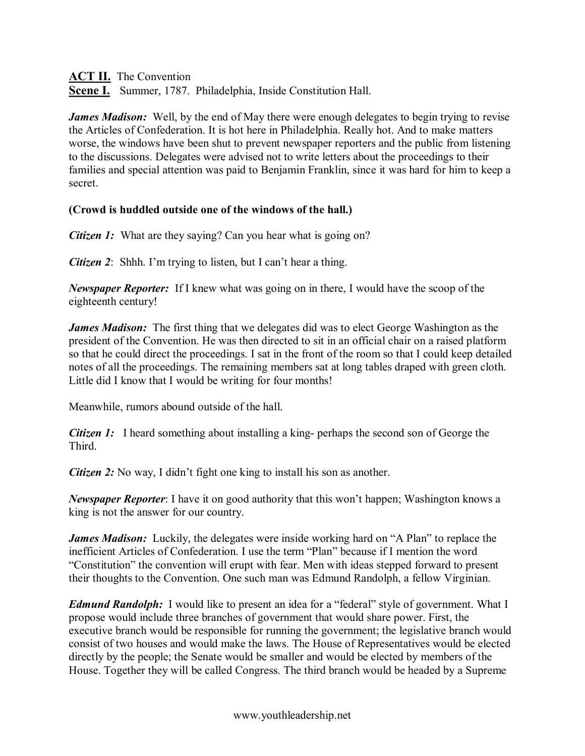**ACT II.** The Convention
**Scene I.** Summer, 1787. Philadelphia, Inside Constitution Hall.

***James Madison:*** Well, by the end of May there were enough delegates to begin trying to revise the Articles of Confederation. It is hot here in Philadelphia. Really hot. And to make matters worse, the windows have been shut to prevent newspaper reporters and the public from listening to the discussions. Delegates were advised not to write letters about the proceedings to their families and special attention was paid to Benjamin Franklin, since it was hard for him to keep a secret.

**(Crowd is huddled outside one of the windows of the hall.)**

***Citizen 1:*** What are they saying? Can you hear what is going on?

***Citizen 2***: Shhh. I'm trying to listen, but I can't hear a thing.

***Newspaper Reporter:*** If I knew what was going on in there, I would have the scoop of the eighteenth century!

***James Madison:*** The first thing that we delegates did was to elect George Washington as the president of the Convention. He was then directed to sit in an official chair on a raised platform so that he could direct the proceedings. I sat in the front of the room so that I could keep detailed notes of all the proceedings. The remaining members sat at long tables draped with green cloth. Little did I know that I would be writing for four months!

Meanwhile, rumors abound outside of the hall.

***Citizen 1:*** I heard something about installing a king- perhaps the second son of George the Third.

***Citizen 2:*** No way, I didn't fight one king to install his son as another.

***Newspaper Reporter***: I have it on good authority that this won't happen; Washington knows a king is not the answer for our country.

***James Madison:*** Luckily, the delegates were inside working hard on "A Plan" to replace the inefficient Articles of Confederation. I use the term "Plan" because if I mention the word "Constitution" the convention will erupt with fear. Men with ideas stepped forward to present their thoughts to the Convention. One such man was Edmund Randolph, a fellow Virginian.

***Edmund Randolph:*** I would like to present an idea for a "federal" style of government. What I propose would include three branches of government that would share power. First, the executive branch would be responsible for running the government; the legislative branch would consist of two houses and would make the laws. The House of Representatives would be elected directly by the people; the Senate would be smaller and would be elected by members of the House. Together they will be called Congress. The third branch would be headed by a Supreme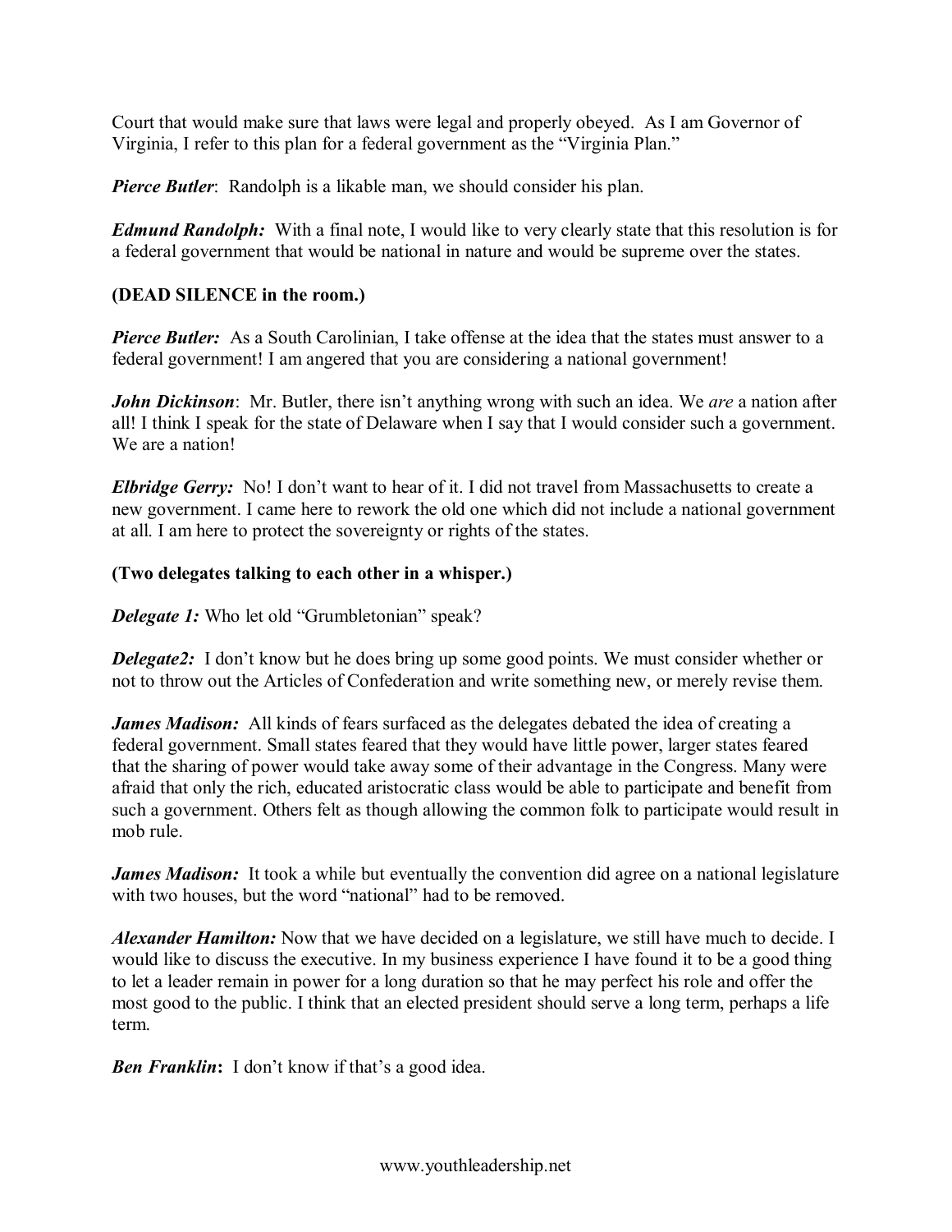Court that would make sure that laws were legal and properly obeyed. As I am Governor of Virginia, I refer to this plan for a federal government as the "Virginia Plan."

***Pierce Butler***: Randolph is a likable man, we should consider his plan.

***Edmund Randolph:*** With a final note, I would like to very clearly state that this resolution is for a federal government that would be national in nature and would be supreme over the states.

**(DEAD SILENCE in the room.)**

***Pierce Butler:*** As a South Carolinian, I take offense at the idea that the states must answer to a federal government! I am angered that you are considering a national government!

***John Dickinson***: Mr. Butler, there isn't anything wrong with such an idea. We *are* a nation after all! I think I speak for the state of Delaware when I say that I would consider such a government. We are a nation!

***Elbridge Gerry:*** No! I don't want to hear of it. I did not travel from Massachusetts to create a new government. I came here to rework the old one which did not include a national government at all. I am here to protect the sovereignty or rights of the states.

**(Two delegates talking to each other in a whisper.)**

***Delegate 1:*** Who let old "Grumbletonian" speak?

***Delegate2:*** I don't know but he does bring up some good points. We must consider whether or not to throw out the Articles of Confederation and write something new, or merely revise them.

***James Madison:*** All kinds of fears surfaced as the delegates debated the idea of creating a federal government. Small states feared that they would have little power, larger states feared that the sharing of power would take away some of their advantage in the Congress. Many were afraid that only the rich, educated aristocratic class would be able to participate and benefit from such a government. Others felt as though allowing the common folk to participate would result in mob rule.

***James Madison:*** It took a while but eventually the convention did agree on a national legislature with two houses, but the word "national" had to be removed.

***Alexander Hamilton:*** Now that we have decided on a legislature, we still have much to decide. I would like to discuss the executive. In my business experience I have found it to be a good thing to let a leader remain in power for a long duration so that he may perfect his role and offer the most good to the public. I think that an elected president should serve a long term, perhaps a life term.

***Ben Franklin*****:** I don't know if that's a good idea.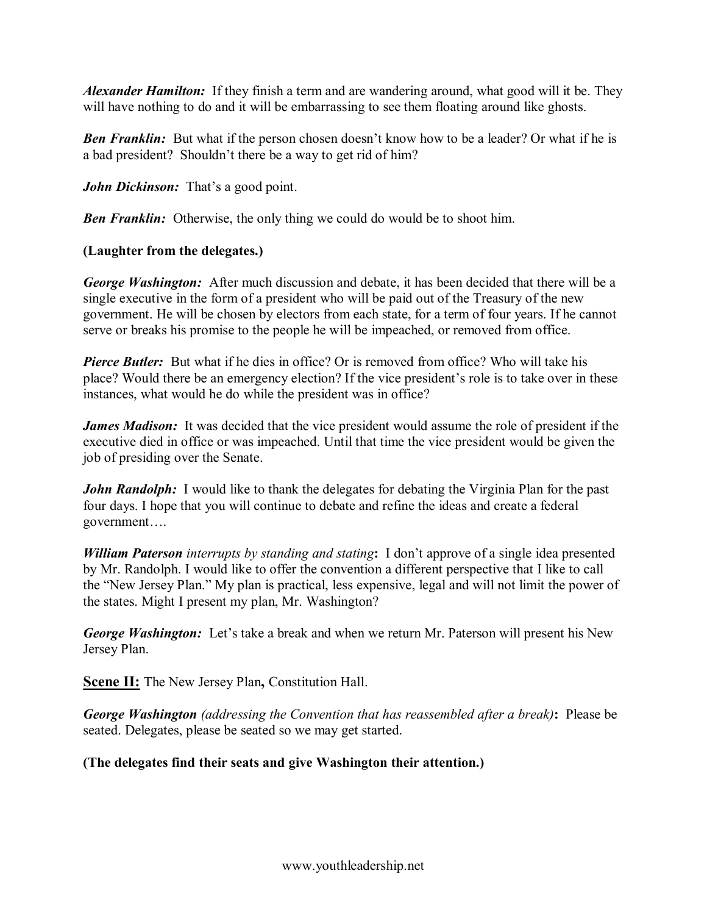***Alexander Hamilton:*** If they finish a term and are wandering around, what good will it be. They will have nothing to do and it will be embarrassing to see them floating around like ghosts.

***Ben Franklin:*** But what if the person chosen doesn't know how to be a leader? Or what if he is a bad president? Shouldn't there be a way to get rid of him?

***John Dickinson:*** That's a good point.

***Ben Franklin:*** Otherwise, the only thing we could do would be to shoot him.

**(Laughter from the delegates.)**

***George Washington:*** After much discussion and debate, it has been decided that there will be a single executive in the form of a president who will be paid out of the Treasury of the new government. He will be chosen by electors from each state, for a term of four years. If he cannot serve or breaks his promise to the people he will be impeached, or removed from office.

***Pierce Butler:*** But what if he dies in office? Or is removed from office? Who will take his place? Would there be an emergency election? If the vice president's role is to take over in these instances, what would he do while the president was in office?

***James Madison:*** It was decided that the vice president would assume the role of president if the executive died in office or was impeached. Until that time the vice president would be given the job of presiding over the Senate.

***John Randolph:*** I would like to thank the delegates for debating the Virginia Plan for the past four days. I hope that you will continue to debate and refine the ideas and create a federal government….

***William Paterson*** *interrupts by standing and stating***:** I don't approve of a single idea presented by Mr. Randolph. I would like to offer the convention a different perspective that I like to call the "New Jersey Plan." My plan is practical, less expensive, legal and will not limit the power of the states. Might I present my plan, Mr. Washington?

***George Washington:*** Let's take a break and when we return Mr. Paterson will present his New Jersey Plan.

**Scene II:** The New Jersey Plan**,** Constitution Hall.

***George Washington*** *(addressing the Convention that has reassembled after a break)***:** Please be seated. Delegates, please be seated so we may get started.

**(The delegates find their seats and give Washington their attention.)**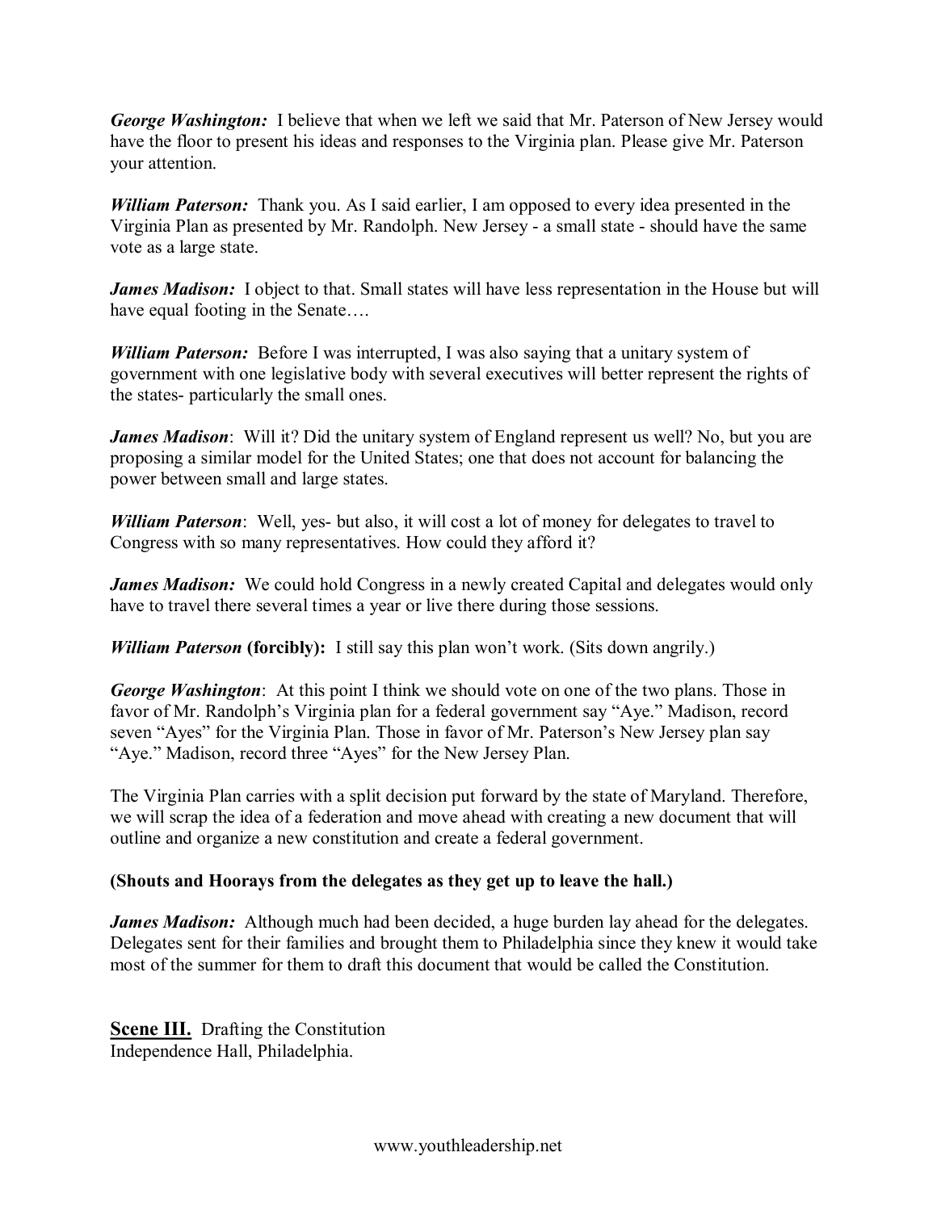***George Washington:*** I believe that when we left we said that Mr. Paterson of New Jersey would have the floor to present his ideas and responses to the Virginia plan. Please give Mr. Paterson your attention.

***William Paterson:*** Thank you. As I said earlier, I am opposed to every idea presented in the Virginia Plan as presented by Mr. Randolph. New Jersey - a small state - should have the same vote as a large state.

***James Madison:*** I object to that. Small states will have less representation in the House but will have equal footing in the Senate….

***William Paterson:*** Before I was interrupted, I was also saying that a unitary system of government with one legislative body with several executives will better represent the rights of the states- particularly the small ones.

***James Madison***: Will it? Did the unitary system of England represent us well? No, but you are proposing a similar model for the United States; one that does not account for balancing the power between small and large states.

***William Paterson***: Well, yes- but also, it will cost a lot of money for delegates to travel to Congress with so many representatives. How could they afford it?

***James Madison:*** We could hold Congress in a newly created Capital and delegates would only have to travel there several times a year or live there during those sessions.

***William Paterson* (forcibly):** I still say this plan won't work. (Sits down angrily.)

***George Washington***: At this point I think we should vote on one of the two plans. Those in favor of Mr. Randolph's Virginia plan for a federal government say "Aye." Madison, record seven "Ayes" for the Virginia Plan. Those in favor of Mr. Paterson's New Jersey plan say "Aye." Madison, record three "Ayes" for the New Jersey Plan.

The Virginia Plan carries with a split decision put forward by the state of Maryland. Therefore, we will scrap the idea of a federation and move ahead with creating a new document that will outline and organize a new constitution and create a federal government.

**(Shouts and Hoorays from the delegates as they get up to leave the hall.)**

***James Madison:*** Although much had been decided, a huge burden lay ahead for the delegates. Delegates sent for their families and brought them to Philadelphia since they knew it would take most of the summer for them to draft this document that would be called the Constitution.

**Scene III.** Drafting the Constitution
Independence Hall, Philadelphia.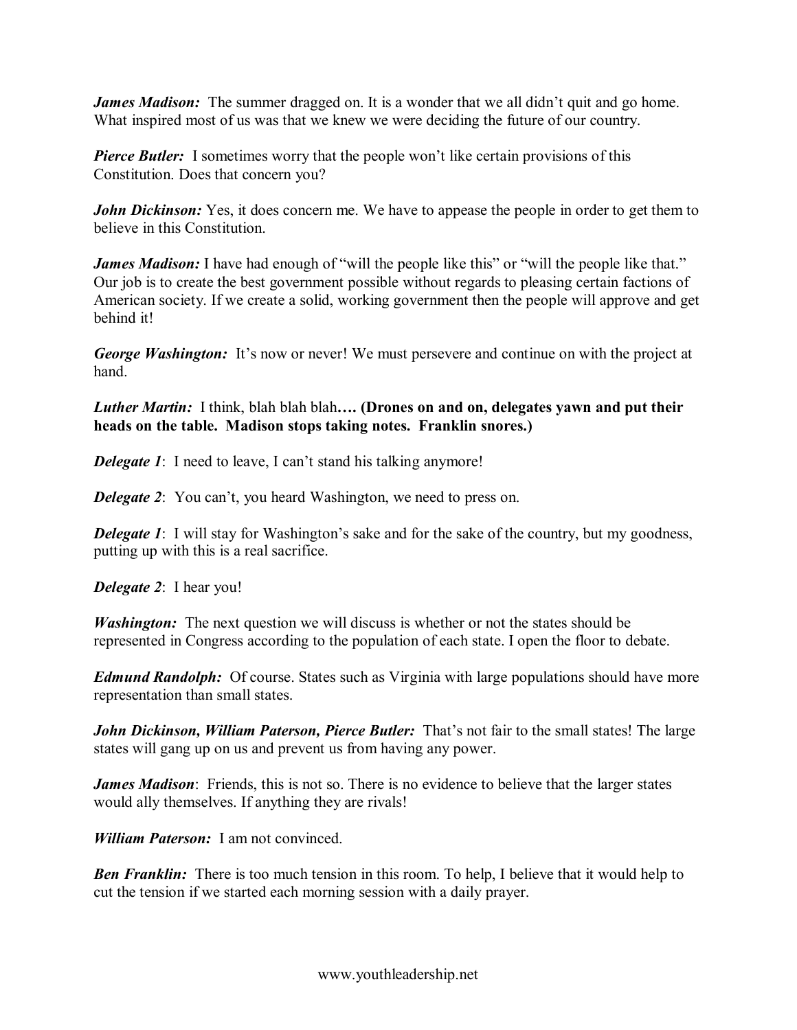***James Madison:*** The summer dragged on. It is a wonder that we all didn't quit and go home. What inspired most of us was that we knew we were deciding the future of our country.

***Pierce Butler:*** I sometimes worry that the people won't like certain provisions of this Constitution. Does that concern you?

***John Dickinson:*** Yes, it does concern me. We have to appease the people in order to get them to believe in this Constitution.

***James Madison:*** I have had enough of "will the people like this" or "will the people like that." Our job is to create the best government possible without regards to pleasing certain factions of American society. If we create a solid, working government then the people will approve and get behind it!

***George Washington:*** It's now or never! We must persevere and continue on with the project at hand.

***Luther Martin:*** I think, blah blah blah**…. (Drones on and on, delegates yawn and put their heads on the table. Madison stops taking notes. Franklin snores.)**

***Delegate 1***: I need to leave, I can't stand his talking anymore!

***Delegate 2***: You can't, you heard Washington, we need to press on.

***Delegate 1***: I will stay for Washington's sake and for the sake of the country, but my goodness, putting up with this is a real sacrifice.

***Delegate 2***: I hear you!

***Washington:*** The next question we will discuss is whether or not the states should be represented in Congress according to the population of each state. I open the floor to debate.

***Edmund Randolph:*** Of course. States such as Virginia with large populations should have more representation than small states.

***John Dickinson, William Paterson, Pierce Butler:*** That's not fair to the small states! The large states will gang up on us and prevent us from having any power.

***James Madison***: Friends, this is not so. There is no evidence to believe that the larger states would ally themselves. If anything they are rivals!

***William Paterson:*** I am not convinced.

***Ben Franklin:*** There is too much tension in this room. To help, I believe that it would help to cut the tension if we started each morning session with a daily prayer.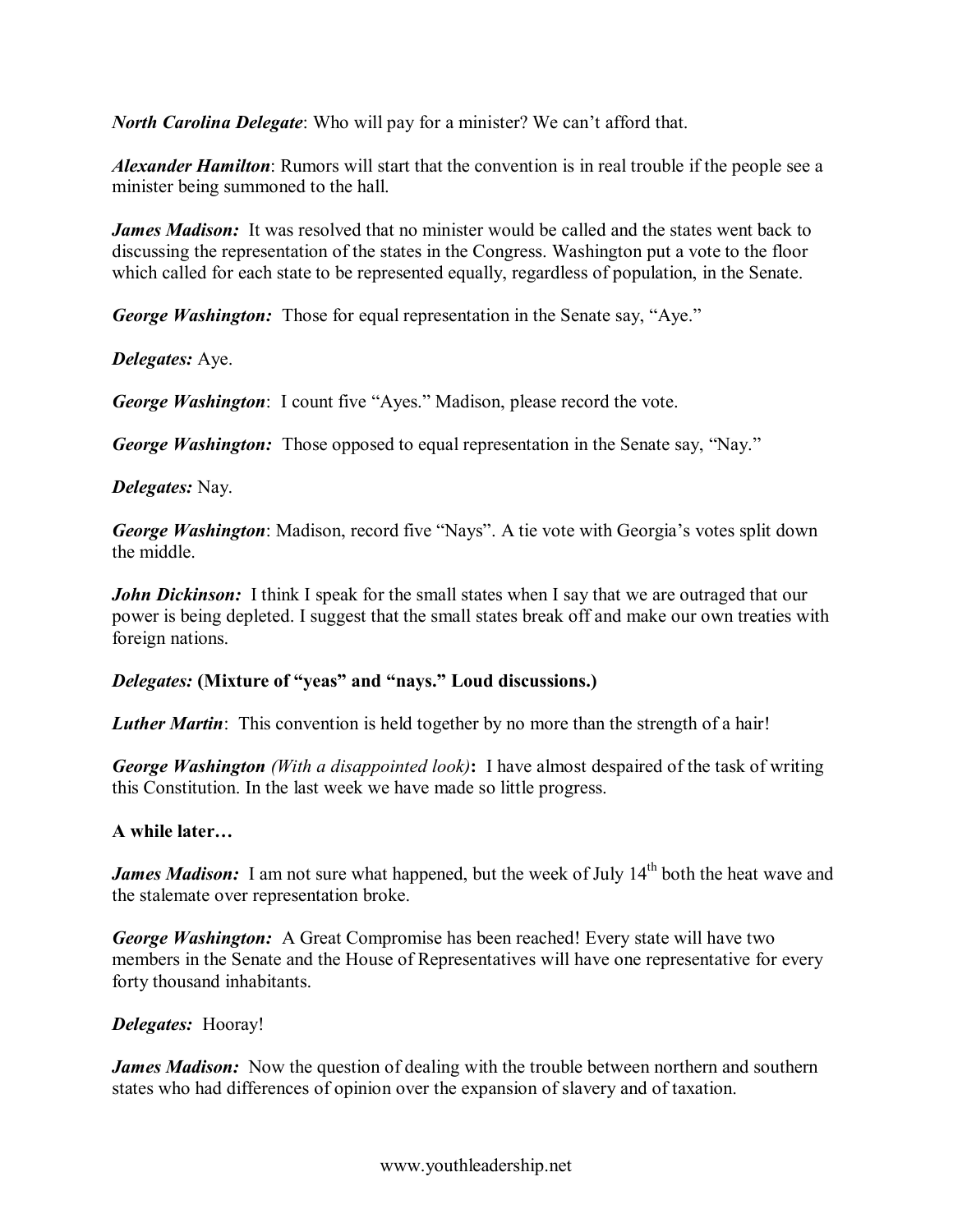***North Carolina Delegate***: Who will pay for a minister? We can't afford that.

***Alexander Hamilton***: Rumors will start that the convention is in real trouble if the people see a minister being summoned to the hall.

***James Madison:*** It was resolved that no minister would be called and the states went back to discussing the representation of the states in the Congress. Washington put a vote to the floor which called for each state to be represented equally, regardless of population, in the Senate.

***George Washington:*** Those for equal representation in the Senate say, "Aye."

***Delegates:*** Aye.

***George Washington***: I count five "Ayes." Madison, please record the vote.

***George Washington:*** Those opposed to equal representation in the Senate say, "Nay."

***Delegates:*** Nay.

***George Washington***: Madison, record five "Nays". A tie vote with Georgia's votes split down the middle.

***John Dickinson:*** I think I speak for the small states when I say that we are outraged that our power is being depleted. I suggest that the small states break off and make our own treaties with foreign nations.

***Delegates:*** **(Mixture of "yeas" and "nays." Loud discussions.)**

***Luther Martin***: This convention is held together by no more than the strength of a hair!

***George Washington*** *(With a disappointed look)***:** I have almost despaired of the task of writing this Constitution. In the last week we have made so little progress.

**A while later…**

***James Madison:*** I am not sure what happened, but the week of July 14th both the heat wave and the stalemate over representation broke.

***George Washington:*** A Great Compromise has been reached! Every state will have two members in the Senate and the House of Representatives will have one representative for every forty thousand inhabitants.

***Delegates:*** Hooray!

***James Madison:*** Now the question of dealing with the trouble between northern and southern states who had differences of opinion over the expansion of slavery and of taxation.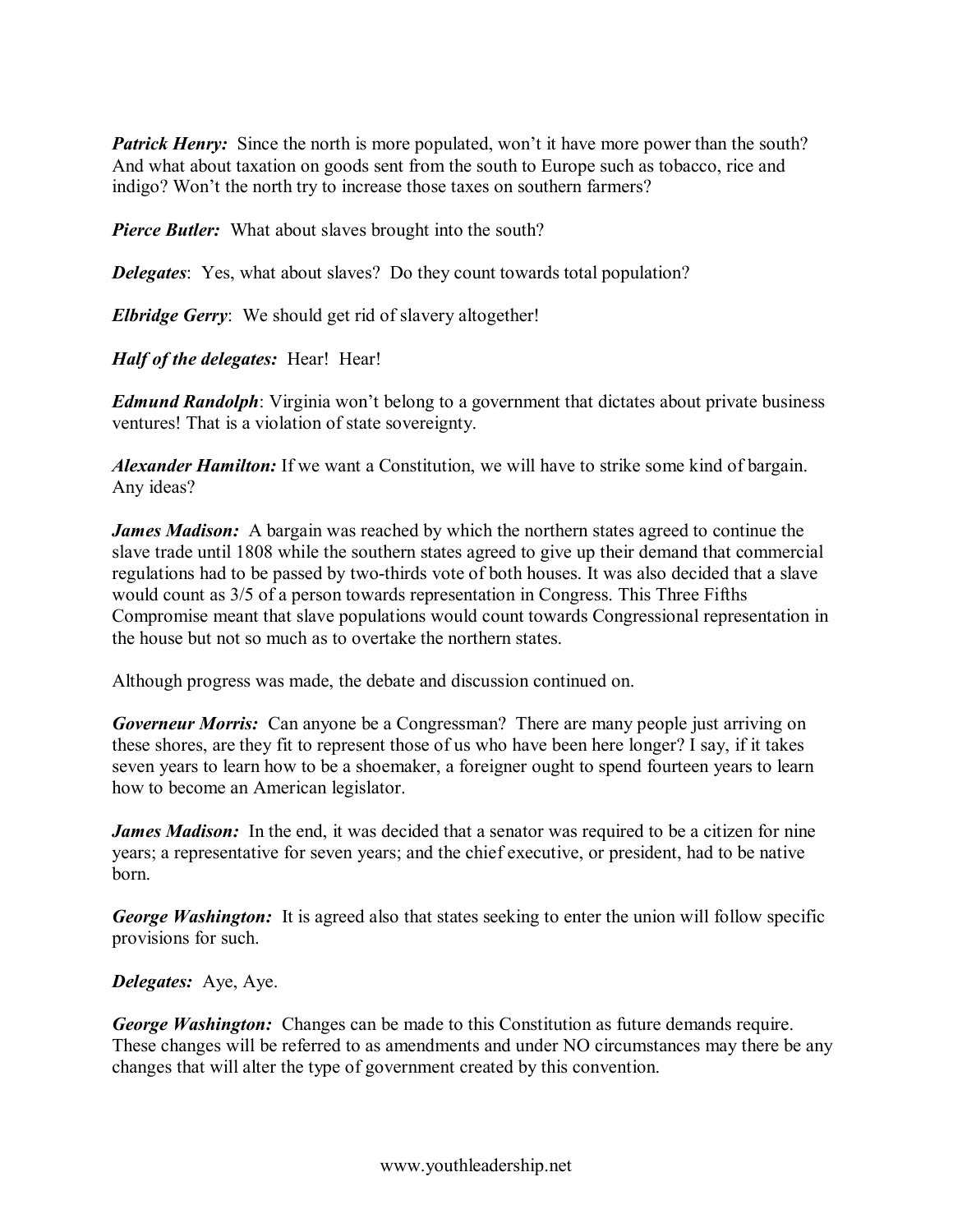***Patrick Henry:*** Since the north is more populated, won't it have more power than the south? And what about taxation on goods sent from the south to Europe such as tobacco, rice and indigo? Won't the north try to increase those taxes on southern farmers?

***Pierce Butler:*** What about slaves brought into the south?

***Delegates***: Yes, what about slaves? Do they count towards total population?

***Elbridge Gerry***: We should get rid of slavery altogether!

***Half of the delegates:*** Hear! Hear!

***Edmund Randolph***: Virginia won't belong to a government that dictates about private business ventures! That is a violation of state sovereignty.

***Alexander Hamilton:*** If we want a Constitution, we will have to strike some kind of bargain. Any ideas?

***James Madison:*** A bargain was reached by which the northern states agreed to continue the slave trade until 1808 while the southern states agreed to give up their demand that commercial regulations had to be passed by two-thirds vote of both houses. It was also decided that a slave would count as 3/5 of a person towards representation in Congress. This Three Fifths Compromise meant that slave populations would count towards Congressional representation in the house but not so much as to overtake the northern states.

Although progress was made, the debate and discussion continued on.

***Governeur Morris:*** Can anyone be a Congressman? There are many people just arriving on these shores, are they fit to represent those of us who have been here longer? I say, if it takes seven years to learn how to be a shoemaker, a foreigner ought to spend fourteen years to learn how to become an American legislator.

***James Madison:*** In the end, it was decided that a senator was required to be a citizen for nine years; a representative for seven years; and the chief executive, or president, had to be native born.

***George Washington:*** It is agreed also that states seeking to enter the union will follow specific provisions for such.

***Delegates:*** Aye, Aye.

***George Washington:*** Changes can be made to this Constitution as future demands require. These changes will be referred to as amendments and under NO circumstances may there be any changes that will alter the type of government created by this convention.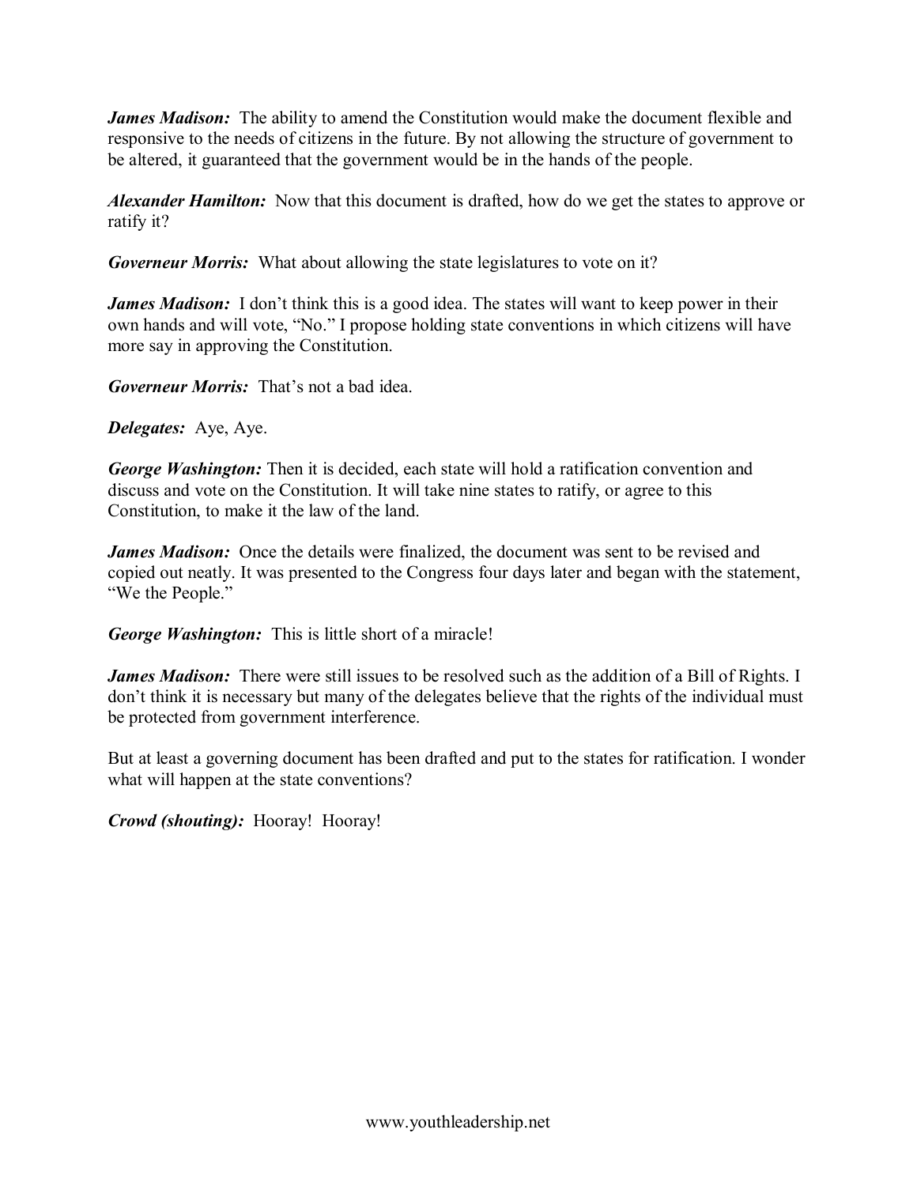***James Madison:*** The ability to amend the Constitution would make the document flexible and responsive to the needs of citizens in the future. By not allowing the structure of government to be altered, it guaranteed that the government would be in the hands of the people.

***Alexander Hamilton:*** Now that this document is drafted, how do we get the states to approve or ratify it?

***Governeur Morris:*** What about allowing the state legislatures to vote on it?

***James Madison:*** I don't think this is a good idea. The states will want to keep power in their own hands and will vote, "No." I propose holding state conventions in which citizens will have more say in approving the Constitution.

***Governeur Morris:*** That's not a bad idea.

***Delegates:*** Aye, Aye.

***George Washington:*** Then it is decided, each state will hold a ratification convention and discuss and vote on the Constitution. It will take nine states to ratify, or agree to this Constitution, to make it the law of the land.

***James Madison:*** Once the details were finalized, the document was sent to be revised and copied out neatly. It was presented to the Congress four days later and began with the statement, "We the People."

***George Washington:*** This is little short of a miracle!

***James Madison:*** There were still issues to be resolved such as the addition of a Bill of Rights. I don't think it is necessary but many of the delegates believe that the rights of the individual must be protected from government interference.

But at least a governing document has been drafted and put to the states for ratification. I wonder what will happen at the state conventions?

***Crowd (shouting):*** Hooray! Hooray!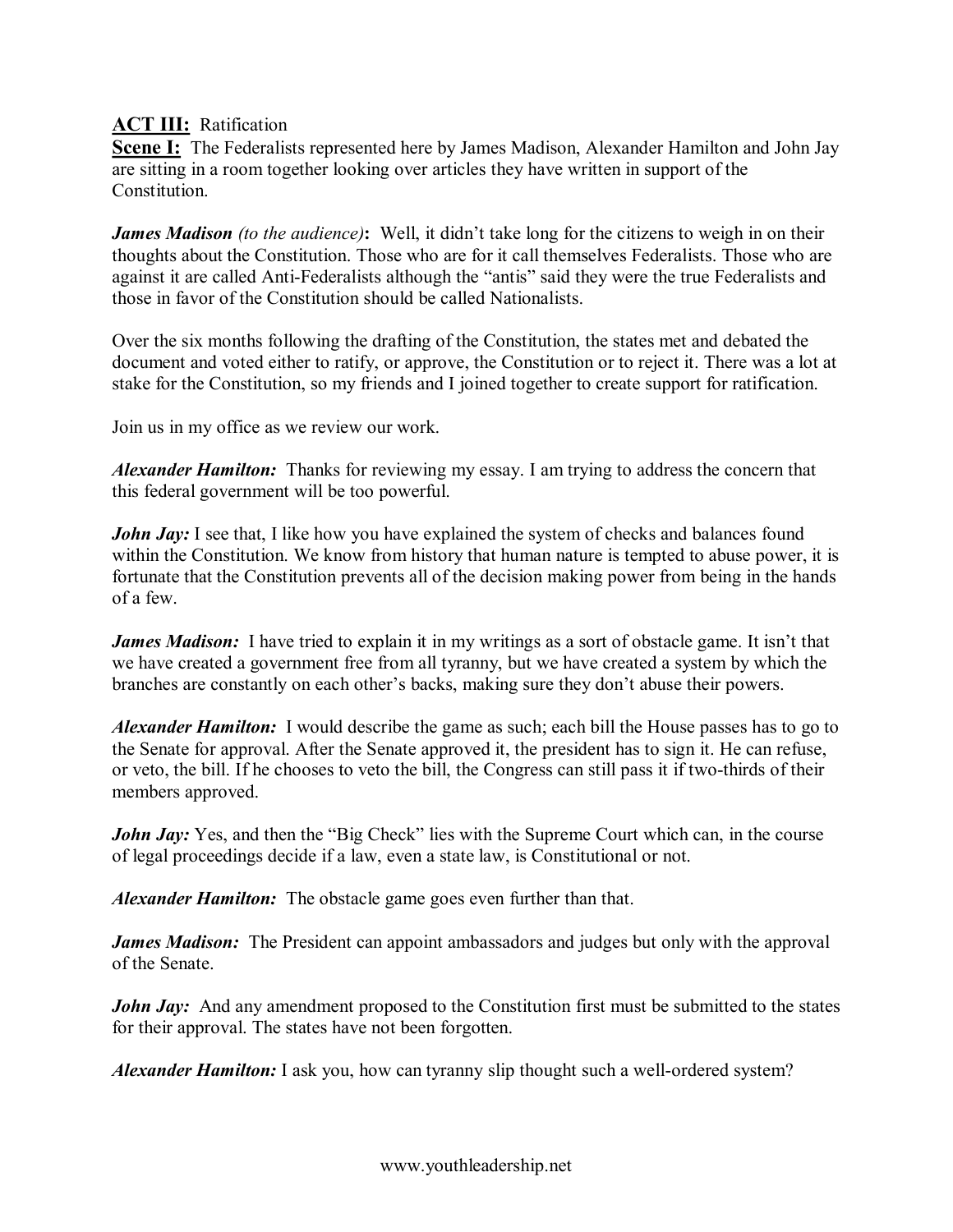**ACT III:** Ratification

**Scene I:** The Federalists represented here by James Madison, Alexander Hamilton and John Jay are sitting in a room together looking over articles they have written in support of the Constitution.

***James Madison*** *(to the audience)***:** Well, it didn't take long for the citizens to weigh in on their thoughts about the Constitution. Those who are for it call themselves Federalists. Those who are against it are called Anti-Federalists although the "antis" said they were the true Federalists and those in favor of the Constitution should be called Nationalists.

Over the six months following the drafting of the Constitution, the states met and debated the document and voted either to ratify, or approve, the Constitution or to reject it. There was a lot at stake for the Constitution, so my friends and I joined together to create support for ratification.

Join us in my office as we review our work.

***Alexander Hamilton:*** Thanks for reviewing my essay. I am trying to address the concern that this federal government will be too powerful.

***John Jay:*** I see that, I like how you have explained the system of checks and balances found within the Constitution. We know from history that human nature is tempted to abuse power, it is fortunate that the Constitution prevents all of the decision making power from being in the hands of a few.

***James Madison:*** I have tried to explain it in my writings as a sort of obstacle game. It isn't that we have created a government free from all tyranny, but we have created a system by which the branches are constantly on each other's backs, making sure they don't abuse their powers.

***Alexander Hamilton:*** I would describe the game as such; each bill the House passes has to go to the Senate for approval. After the Senate approved it, the president has to sign it. He can refuse, or veto, the bill. If he chooses to veto the bill, the Congress can still pass it if two-thirds of their members approved.

***John Jay:*** Yes, and then the "Big Check" lies with the Supreme Court which can, in the course of legal proceedings decide if a law, even a state law, is Constitutional or not.

***Alexander Hamilton:*** The obstacle game goes even further than that.

***James Madison:*** The President can appoint ambassadors and judges but only with the approval of the Senate.

***John Jay:*** And any amendment proposed to the Constitution first must be submitted to the states for their approval. The states have not been forgotten.

***Alexander Hamilton:*** I ask you, how can tyranny slip thought such a well-ordered system?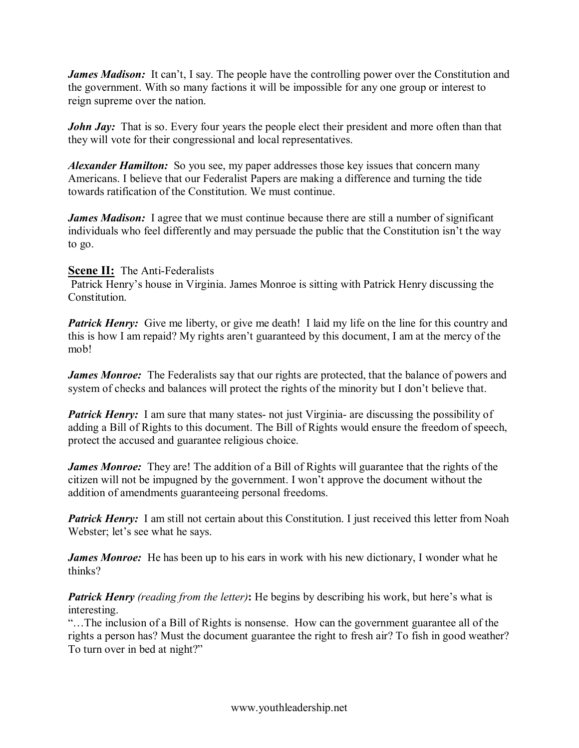***James Madison:*** It can't, I say. The people have the controlling power over the Constitution and the government. With so many factions it will be impossible for any one group or interest to reign supreme over the nation.

***John Jay:*** That is so. Every four years the people elect their president and more often than that they will vote for their congressional and local representatives.

***Alexander Hamilton:*** So you see, my paper addresses those key issues that concern many Americans. I believe that our Federalist Papers are making a difference and turning the tide towards ratification of the Constitution. We must continue.

***James Madison:*** I agree that we must continue because there are still a number of significant individuals who feel differently and may persuade the public that the Constitution isn't the way to go.

**Scene II:** The Anti-Federalists
Patrick Henry's house in Virginia. James Monroe is sitting with Patrick Henry discussing the Constitution.

***Patrick Henry:*** Give me liberty, or give me death! I laid my life on the line for this country and this is how I am repaid? My rights aren't guaranteed by this document, I am at the mercy of the mob!

***James Monroe:*** The Federalists say that our rights are protected, that the balance of powers and system of checks and balances will protect the rights of the minority but I don't believe that.

***Patrick Henry:*** I am sure that many states- not just Virginia- are discussing the possibility of adding a Bill of Rights to this document. The Bill of Rights would ensure the freedom of speech, protect the accused and guarantee religious choice.

***James Monroe:*** They are! The addition of a Bill of Rights will guarantee that the rights of the citizen will not be impugned by the government. I won't approve the document without the addition of amendments guaranteeing personal freedoms.

***Patrick Henry:*** I am still not certain about this Constitution. I just received this letter from Noah Webster; let's see what he says.

***James Monroe:*** He has been up to his ears in work with his new dictionary, I wonder what he thinks?

***Patrick Henry*** *(reading from the letter)***:** He begins by describing his work, but here's what is interesting.
"…The inclusion of a Bill of Rights is nonsense. How can the government guarantee all of the rights a person has? Must the document guarantee the right to fresh air? To fish in good weather? To turn over in bed at night?"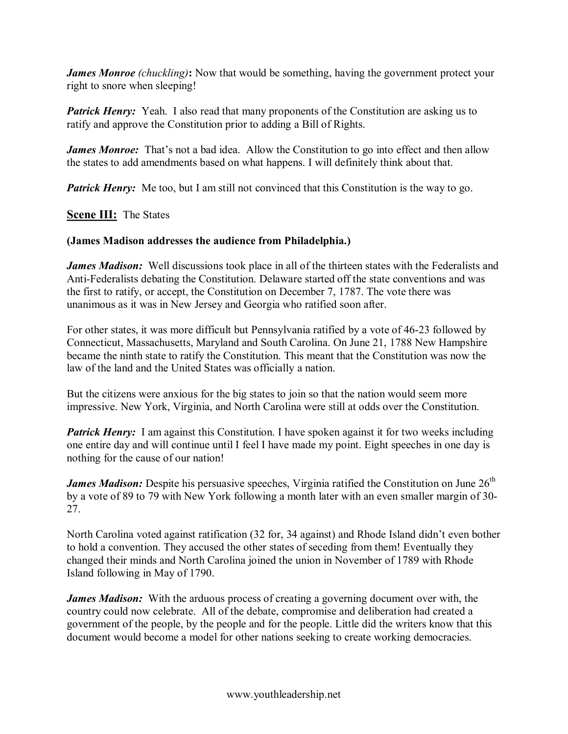***James Monroe*** *(chuckling)***:** Now that would be something, having the government protect your right to snore when sleeping!

***Patrick Henry:*** Yeah. I also read that many proponents of the Constitution are asking us to ratify and approve the Constitution prior to adding a Bill of Rights.

***James Monroe:*** That's not a bad idea. Allow the Constitution to go into effect and then allow the states to add amendments based on what happens. I will definitely think about that.

***Patrick Henry:*** Me too, but I am still not convinced that this Constitution is the way to go.

## Scene III: The States

**(James Madison addresses the audience from Philadelphia.)**

***James Madison:*** Well discussions took place in all of the thirteen states with the Federalists and Anti-Federalists debating the Constitution. Delaware started off the state conventions and was the first to ratify, or accept, the Constitution on December 7, 1787. The vote there was unanimous as it was in New Jersey and Georgia who ratified soon after.

For other states, it was more difficult but Pennsylvania ratified by a vote of 46-23 followed by Connecticut, Massachusetts, Maryland and South Carolina. On June 21, 1788 New Hampshire became the ninth state to ratify the Constitution. This meant that the Constitution was now the law of the land and the United States was officially a nation.

But the citizens were anxious for the big states to join so that the nation would seem more impressive. New York, Virginia, and North Carolina were still at odds over the Constitution.

***Patrick Henry:*** I am against this Constitution. I have spoken against it for two weeks including one entire day and will continue until I feel I have made my point. Eight speeches in one day is nothing for the cause of our nation!

***James Madison:*** Despite his persuasive speeches, Virginia ratified the Constitution on June 26th by a vote of 89 to 79 with New York following a month later with an even smaller margin of 30-27.

North Carolina voted against ratification (32 for, 34 against) and Rhode Island didn't even bother to hold a convention. They accused the other states of seceding from them! Eventually they changed their minds and North Carolina joined the union in November of 1789 with Rhode Island following in May of 1790.

***James Madison:*** With the arduous process of creating a governing document over with, the country could now celebrate. All of the debate, compromise and deliberation had created a government of the people, by the people and for the people. Little did the writers know that this document would become a model for other nations seeking to create working democracies.

www.youthleadership.net